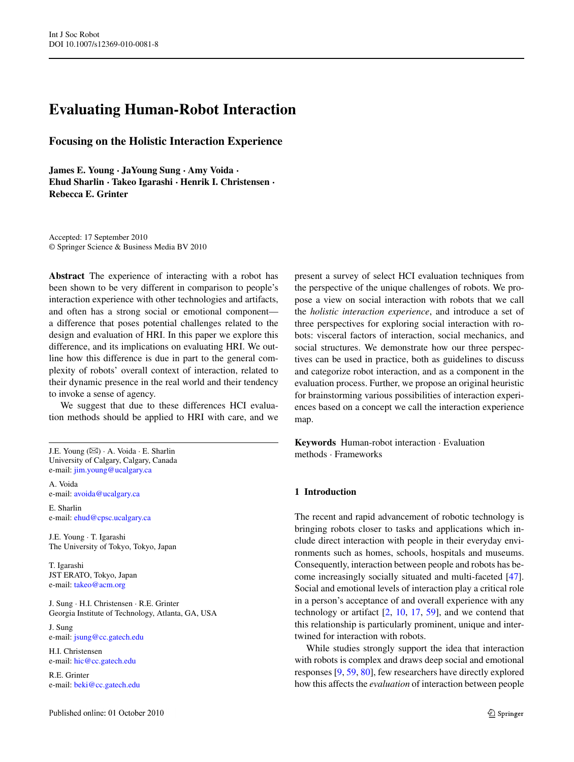# Evaluating Human-Robot Interaction

## Focusing on the Holistic Interaction Experience

**James E. Young · JaYoung Sung · Amy Voida · Ehud Sharlin · Takeo Igarashi · Henrik I. Christensen · Rebecca E. Grinter**

Accepted: 17 September 2010
© Springer Science & Business Media BV 2010

**Abstract** The experience of interacting with a robot has been shown to be very different in comparison to people's interaction experience with other technologies and artifacts, and often has a strong social or emotional component—a difference that poses potential challenges related to the design and evaluation of HRI. In this paper we explore this difference, and its implications on evaluating HRI. We outline how this difference is due in part to the general complexity of robots' overall context of interaction, related to their dynamic presence in the real world and their tendency to invoke a sense of agency.

We suggest that due to these differences HCI evaluation methods should be applied to HRI with care, and we present a survey of select HCI evaluation techniques from the perspective of the unique challenges of robots. We propose a view on social interaction with robots that we call the *holistic interaction experience*, and introduce a set of three perspectives for exploring social interaction with robots: visceral factors of interaction, social mechanics, and social structures. We demonstrate how our three perspectives can be used in practice, both as guidelines to discuss and categorize robot interaction, and as a component in the evaluation process. Further, we propose an original heuristic for brainstorming various possibilities of interaction experiences based on a concept we call the interaction experience map.

**Keywords** Human-robot interaction · Evaluation methods · Frameworks

J.E. Young (✉) · A. Voida · E. Sharlin
University of Calgary, Calgary, Canada
e-mail: jim.young@ucalgary.ca

A. Voida
e-mail: avoida@ucalgary.ca

E. Sharlin
e-mail: ehud@cpsc.ucalgary.ca

J.E. Young · T. Igarashi
The University of Tokyo, Tokyo, Japan

T. Igarashi
JST ERATO, Tokyo, Japan
e-mail: takeo@acm.org

J. Sung · H.I. Christensen · R.E. Grinter
Georgia Institute of Technology, Atlanta, GA, USA

J. Sung
e-mail: jsung@cc.gatech.edu

H.I. Christensen
e-mail: hic@cc.gatech.edu

R.E. Grinter
e-mail: beki@cc.gatech.edu

## 1 Introduction

The recent and rapid advancement of robotic technology is bringing robots closer to tasks and applications which include direct interaction with people in their everyday environments such as homes, schools, hospitals and museums. Consequently, interaction between people and robots has become increasingly socially situated and multi-faceted [47]. Social and emotional levels of interaction play a critical role in a person's acceptance of and overall experience with any technology or artifact [2, 10, 17, 59], and we contend that this relationship is particularly prominent, unique and intertwined for interaction with robots.

While studies strongly support the idea that interaction with robots is complex and draws deep social and emotional responses [9, 59, 80], few researchers have directly explored how this affects the *evaluation* of interaction between people

Published online: 01 October 2010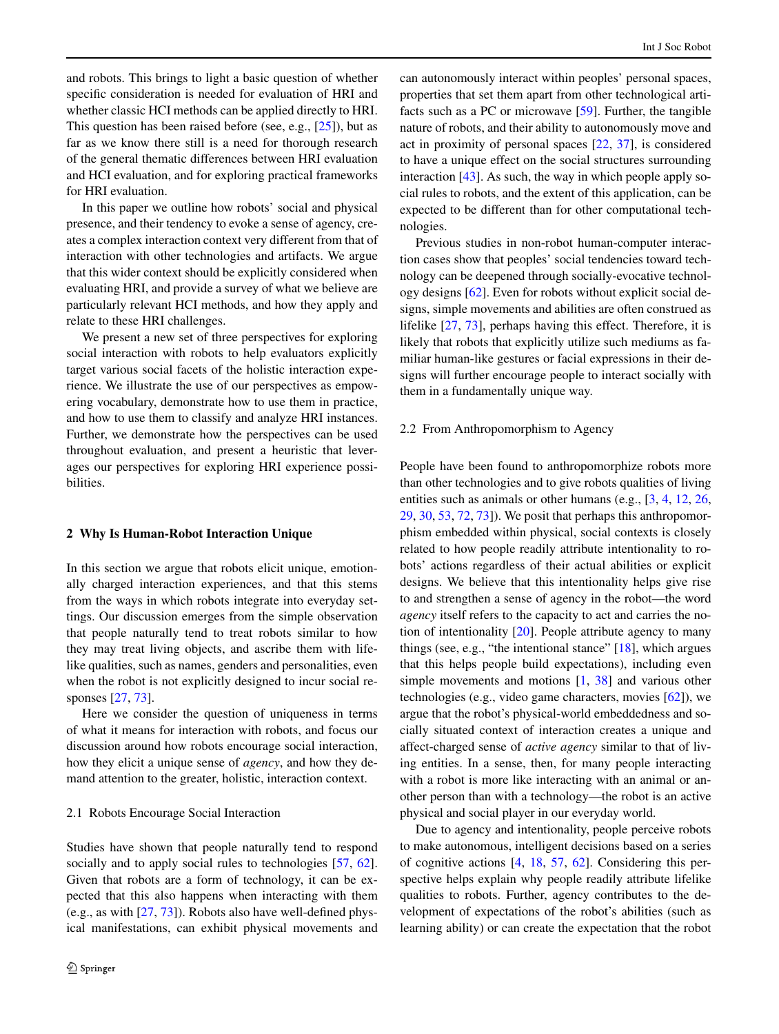and robots. This brings to light a basic question of whether specific consideration is needed for evaluation of HRI and whether classic HCI methods can be applied directly to HRI. This question has been raised before (see, e.g., [25]), but as far as we know there still is a need for thorough research of the general thematic differences between HRI evaluation and HCI evaluation, and for exploring practical frameworks for HRI evaluation.

In this paper we outline how robots' social and physical presence, and their tendency to evoke a sense of agency, creates a complex interaction context very different from that of interaction with other technologies and artifacts. We argue that this wider context should be explicitly considered when evaluating HRI, and provide a survey of what we believe are particularly relevant HCI methods, and how they apply and relate to these HRI challenges.

We present a new set of three perspectives for exploring social interaction with robots to help evaluators explicitly target various social facets of the holistic interaction experience. We illustrate the use of our perspectives as empowering vocabulary, demonstrate how to use them in practice, and how to use them to classify and analyze HRI instances. Further, we demonstrate how the perspectives can be used throughout evaluation, and present a heuristic that leverages our perspectives for exploring HRI experience possibilities.

## 2 Why Is Human-Robot Interaction Unique

In this section we argue that robots elicit unique, emotionally charged interaction experiences, and that this stems from the ways in which robots integrate into everyday settings. Our discussion emerges from the simple observation that people naturally tend to treat robots similar to how they may treat living objects, and ascribe them with lifelike qualities, such as names, genders and personalities, even when the robot is not explicitly designed to incur social responses [27, 73].

Here we consider the question of uniqueness in terms of what it means for interaction with robots, and focus our discussion around how robots encourage social interaction, how they elicit a unique sense of *agency*, and how they demand attention to the greater, holistic, interaction context.

### 2.1 Robots Encourage Social Interaction

Studies have shown that people naturally tend to respond socially and to apply social rules to technologies [57, 62]. Given that robots are a form of technology, it can be expected that this also happens when interacting with them (e.g., as with [27, 73]). Robots also have well-defined physical manifestations, can exhibit physical movements and can autonomously interact within peoples' personal spaces, properties that set them apart from other technological artifacts such as a PC or microwave [59]. Further, the tangible nature of robots, and their ability to autonomously move and act in proximity of personal spaces [22, 37], is considered to have a unique effect on the social structures surrounding interaction [43]. As such, the way in which people apply social rules to robots, and the extent of this application, can be expected to be different than for other computational technologies.

Previous studies in non-robot human-computer interaction cases show that peoples' social tendencies toward technology can be deepened through socially-evocative technology designs [62]. Even for robots without explicit social designs, simple movements and abilities are often construed as lifelike [27, 73], perhaps having this effect. Therefore, it is likely that robots that explicitly utilize such mediums as familiar human-like gestures or facial expressions in their designs will further encourage people to interact socially with them in a fundamentally unique way.

### 2.2 From Anthropomorphism to Agency

People have been found to anthropomorphize robots more than other technologies and to give robots qualities of living entities such as animals or other humans (e.g., [3, 4, 12, 26, 29, 30, 53, 72, 73]). We posit that perhaps this anthropomorphism embedded within physical, social contexts is closely related to how people readily attribute intentionality to robots' actions regardless of their actual abilities or explicit designs. We believe that this intentionality helps give rise to and strengthen a sense of agency in the robot—the word *agency* itself refers to the capacity to act and carries the notion of intentionality [20]. People attribute agency to many things (see, e.g., "the intentional stance" [18], which argues that this helps people build expectations), including even simple movements and motions [1, 38] and various other technologies (e.g., video game characters, movies [62]), we argue that the robot's physical-world embeddedness and socially situated context of interaction creates a unique and affect-charged sense of *active agency* similar to that of living entities. In a sense, then, for many people interacting with a robot is more like interacting with an animal or another person than with a technology—the robot is an active physical and social player in our everyday world.

Due to agency and intentionality, people perceive robots to make autonomous, intelligent decisions based on a series of cognitive actions [4, 18, 57, 62]. Considering this perspective helps explain why people readily attribute lifelike qualities to robots. Further, agency contributes to the development of expectations of the robot's abilities (such as learning ability) or can create the expectation that the robot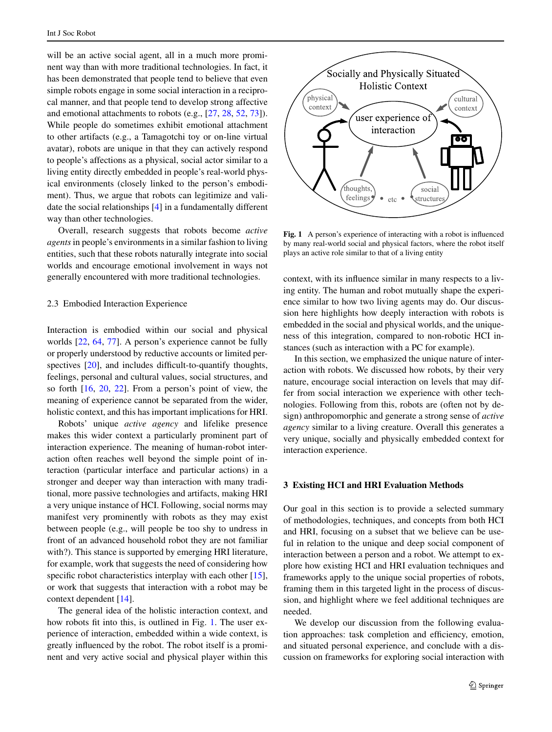will be an active social agent, all in a much more prominent way than with more traditional technologies. In fact, it has been demonstrated that people tend to believe that even simple robots engage in some social interaction in a reciprocal manner, and that people tend to develop strong affective and emotional attachments to robots (e.g., [27, 28, 52, 73]). While people do sometimes exhibit emotional attachment to other artifacts (e.g., a Tamagotchi toy or on-line virtual avatar), robots are unique in that they can actively respond to people's affections as a physical, social actor similar to a living entity directly embedded in people's real-world physical environments (closely linked to the person's embodiment). Thus, we argue that robots can legitimize and validate the social relationships [4] in a fundamentally different way than other technologies.

Overall, research suggests that robots become *active agents* in people's environments in a similar fashion to living entities, such that these robots naturally integrate into social worlds and encourage emotional involvement in ways not generally encountered with more traditional technologies.

### 2.3 Embodied Interaction Experience

Interaction is embodied within our social and physical worlds [22, 64, 77]. A person's experience cannot be fully or properly understood by reductive accounts or limited perspectives [20], and includes difficult-to-quantify thoughts, feelings, personal and cultural values, social structures, and so forth [16, 20, 22]. From a person's point of view, the meaning of experience cannot be separated from the wider, holistic context, and this has important implications for HRI.

Robots' unique *active agency* and lifelike presence makes this wider context a particularly prominent part of interaction experience. The meaning of human-robot interaction often reaches well beyond the simple point of interaction (particular interface and particular actions) in a stronger and deeper way than interaction with many traditional, more passive technologies and artifacts, making HRI a very unique instance of HCI. Following, social norms may manifest very prominently with robots as they may exist between people (e.g., will people be too shy to undress in front of an advanced household robot they are not familiar with?). This stance is supported by emerging HRI literature, for example, work that suggests the need of considering how specific robot characteristics interplay with each other [15], or work that suggests that interaction with a robot may be context dependent [14].

The general idea of the holistic interaction context, and how robots fit into this, is outlined in Fig. 1. The user experience of interaction, embedded within a wide context, is greatly influenced by the robot. The robot itself is a prominent and very active social and physical player within this context, with its influence similar in many respects to a living entity. The human and robot mutually shape the experience similar to how two living agents may do. Our discussion here highlights how deeply interaction with robots is embedded in the social and physical worlds, and the uniqueness of this integration, compared to non-robotic HCI instances (such as interaction with a PC for example).

**Fig. 1** A person's experience of interacting with a robot is influenced by many real-world social and physical factors, where the robot itself plays an active role similar to that of a living entity

In this section, we emphasized the unique nature of interaction with robots. We discussed how robots, by their very nature, encourage social interaction on levels that may differ from social interaction we experience with other technologies. Following from this, robots are (often not by design) anthropomorphic and generate a strong sense of *active agency* similar to a living creature. Overall this generates a very unique, socially and physically embedded context for interaction experience.

## 3 Existing HCI and HRI Evaluation Methods

Our goal in this section is to provide a selected summary of methodologies, techniques, and concepts from both HCI and HRI, focusing on a subset that we believe can be useful in relation to the unique and deep social component of interaction between a person and a robot. We attempt to explore how existing HCI and HRI evaluation techniques and frameworks apply to the unique social properties of robots, framing them in this targeted light in the process of discussion, and highlight where we feel additional techniques are needed.

We develop our discussion from the following evaluation approaches: task completion and efficiency, emotion, and situated personal experience, and conclude with a discussion on frameworks for exploring social interaction with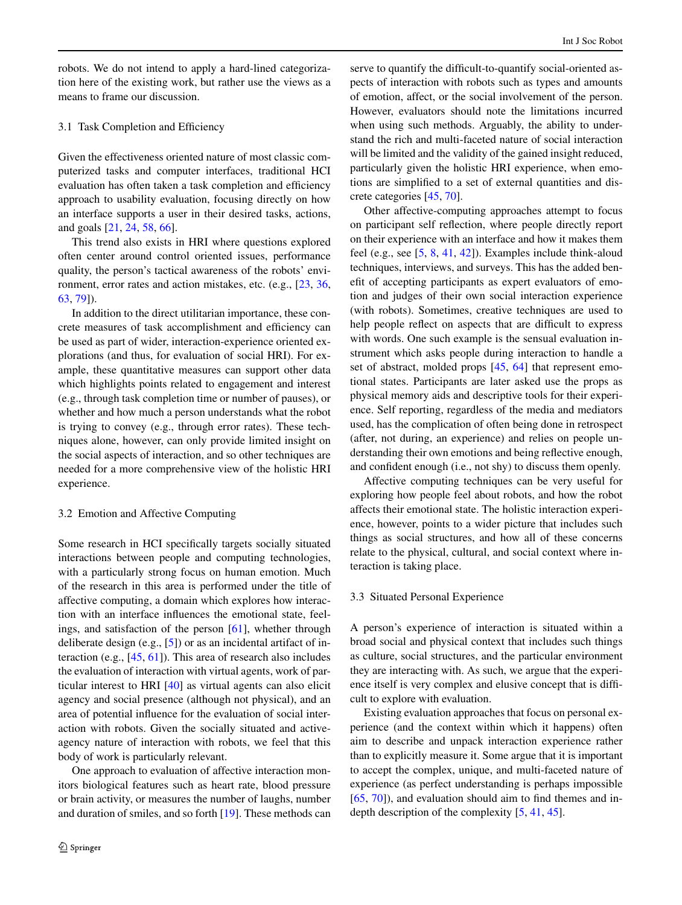robots. We do not intend to apply a hard-lined categorization here of the existing work, but rather use the views as a means to frame our discussion.

### 3.1 Task Completion and Efficiency

Given the effectiveness oriented nature of most classic computerized tasks and computer interfaces, traditional HCI evaluation has often taken a task completion and efficiency approach to usability evaluation, focusing directly on how an interface supports a user in their desired tasks, actions, and goals [21, 24, 58, 66].

This trend also exists in HRI where questions explored often center around control oriented issues, performance quality, the person's tactical awareness of the robots' environment, error rates and action mistakes, etc. (e.g., [23, 36, 63, 79]).

In addition to the direct utilitarian importance, these concrete measures of task accomplishment and efficiency can be used as part of wider, interaction-experience oriented explorations (and thus, for evaluation of social HRI). For example, these quantitative measures can support other data which highlights points related to engagement and interest (e.g., through task completion time or number of pauses), or whether and how much a person understands what the robot is trying to convey (e.g., through error rates). These techniques alone, however, can only provide limited insight on the social aspects of interaction, and so other techniques are needed for a more comprehensive view of the holistic HRI experience.

### 3.2 Emotion and Affective Computing

Some research in HCI specifically targets socially situated interactions between people and computing technologies, with a particularly strong focus on human emotion. Much of the research in this area is performed under the title of affective computing, a domain which explores how interaction with an interface influences the emotional state, feelings, and satisfaction of the person [61], whether through deliberate design (e.g., [5]) or as an incidental artifact of interaction (e.g., [45, 61]). This area of research also includes the evaluation of interaction with virtual agents, work of particular interest to HRI [40] as virtual agents can also elicit agency and social presence (although not physical), and an area of potential influence for the evaluation of social interaction with robots. Given the socially situated and active-agency nature of interaction with robots, we feel that this body of work is particularly relevant.

One approach to evaluation of affective interaction monitors biological features such as heart rate, blood pressure or brain activity, or measures the number of laughs, number and duration of smiles, and so forth [19]. These methods can serve to quantify the difficult-to-quantify social-oriented aspects of interaction with robots such as types and amounts of emotion, affect, or the social involvement of the person. However, evaluators should note the limitations incurred when using such methods. Arguably, the ability to understand the rich and multi-faceted nature of social interaction will be limited and the validity of the gained insight reduced, particularly given the holistic HRI experience, when emotions are simplified to a set of external quantities and discrete categories [45, 70].

Other affective-computing approaches attempt to focus on participant self reflection, where people directly report on their experience with an interface and how it makes them feel (e.g., see [5, 8, 41, 42]). Examples include think-aloud techniques, interviews, and surveys. This has the added benefit of accepting participants as expert evaluators of emotion and judges of their own social interaction experience (with robots). Sometimes, creative techniques are used to help people reflect on aspects that are difficult to express with words. One such example is the sensual evaluation instrument which asks people during interaction to handle a set of abstract, molded props [45, 64] that represent emotional states. Participants are later asked use the props as physical memory aids and descriptive tools for their experience. Self reporting, regardless of the media and mediators used, has the complication of often being done in retrospect (after, not during, an experience) and relies on people understanding their own emotions and being reflective enough, and confident enough (i.e., not shy) to discuss them openly.

Affective computing techniques can be very useful for exploring how people feel about robots, and how the robot affects their emotional state. The holistic interaction experience, however, points to a wider picture that includes such things as social structures, and how all of these concerns relate to the physical, cultural, and social context where interaction is taking place.

### 3.3 Situated Personal Experience

A person's experience of interaction is situated within a broad social and physical context that includes such things as culture, social structures, and the particular environment they are interacting with. As such, we argue that the experience itself is very complex and elusive concept that is difficult to explore with evaluation.

Existing evaluation approaches that focus on personal experience (and the context within which it happens) often aim to describe and unpack interaction experience rather than to explicitly measure it. Some argue that it is important to accept the complex, unique, and multi-faceted nature of experience (as perfect understanding is perhaps impossible [65, 70]), and evaluation should aim to find themes and in-depth description of the complexity [5, 41, 45].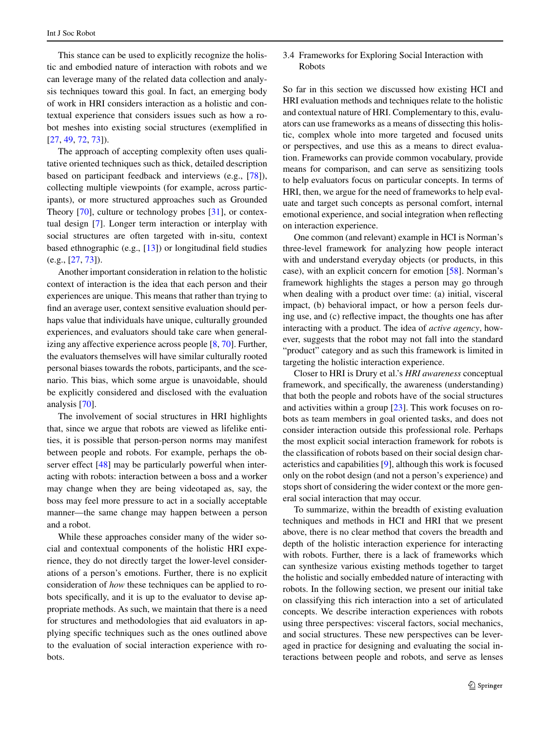This stance can be used to explicitly recognize the holistic and embodied nature of interaction with robots and we can leverage many of the related data collection and analysis techniques toward this goal. In fact, an emerging body of work in HRI considers interaction as a holistic and contextual experience that considers issues such as how a robot meshes into existing social structures (exemplified in [27, 49, 72, 73]).

The approach of accepting complexity often uses qualitative oriented techniques such as thick, detailed description based on participant feedback and interviews (e.g., [78]), collecting multiple viewpoints (for example, across participants), or more structured approaches such as Grounded Theory [70], culture or technology probes [31], or contextual design [7]. Longer term interaction or interplay with social structures are often targeted with in-situ, context based ethnographic (e.g., [13]) or longitudinal field studies (e.g., [27, 73]).

Another important consideration in relation to the holistic context of interaction is the idea that each person and their experiences are unique. This means that rather than trying to find an average user, context sensitive evaluation should perhaps value that individuals have unique, culturally grounded experiences, and evaluators should take care when generalizing any affective experience across people [8, 70]. Further, the evaluators themselves will have similar culturally rooted personal biases towards the robots, participants, and the scenario. This bias, which some argue is unavoidable, should be explicitly considered and disclosed with the evaluation analysis [70].

The involvement of social structures in HRI highlights that, since we argue that robots are viewed as lifelike entities, it is possible that person-person norms may manifest between people and robots. For example, perhaps the observer effect [48] may be particularly powerful when interacting with robots: interaction between a boss and a worker may change when they are being videotaped as, say, the boss may feel more pressure to act in a socially acceptable manner—the same change may happen between a person and a robot.

While these approaches consider many of the wider social and contextual components of the holistic HRI experience, they do not directly target the lower-level considerations of a person's emotions. Further, there is no explicit consideration of *how* these techniques can be applied to robots specifically, and it is up to the evaluator to devise appropriate methods. As such, we maintain that there is a need for structures and methodologies that aid evaluators in applying specific techniques such as the ones outlined above to the evaluation of social interaction experience with robots.

### 3.4 Frameworks for Exploring Social Interaction with Robots

So far in this section we discussed how existing HCI and HRI evaluation methods and techniques relate to the holistic and contextual nature of HRI. Complementary to this, evaluators can use frameworks as a means of dissecting this holistic, complex whole into more targeted and focused units or perspectives, and use this as a means to direct evaluation. Frameworks can provide common vocabulary, provide means for comparison, and can serve as sensitizing tools to help evaluators focus on particular concepts. In terms of HRI, then, we argue for the need of frameworks to help evaluate and target such concepts as personal comfort, internal emotional experience, and social integration when reflecting on interaction experience.

One common (and relevant) example in HCI is Norman's three-level framework for analyzing how people interact with and understand everyday objects (or products, in this case), with an explicit concern for emotion [58]. Norman's framework highlights the stages a person may go through when dealing with a product over time: (a) initial, visceral impact, (b) behavioral impact, or how a person feels during use, and (c) reflective impact, the thoughts one has after interacting with a product. The idea of *active agency*, however, suggests that the robot may not fall into the standard "product" category and as such this framework is limited in targeting the holistic interaction experience.

Closer to HRI is Drury et al.'s *HRI awareness* conceptual framework, and specifically, the awareness (understanding) that both the people and robots have of the social structures and activities within a group [23]. This work focuses on robots as team members in goal oriented tasks, and does not consider interaction outside this professional role. Perhaps the most explicit social interaction framework for robots is the classification of robots based on their social design characteristics and capabilities [9], although this work is focused only on the robot design (and not a person's experience) and stops short of considering the wider context or the more general social interaction that may occur.

To summarize, within the breadth of existing evaluation techniques and methods in HCI and HRI that we present above, there is no clear method that covers the breadth and depth of the holistic interaction experience for interacting with robots. Further, there is a lack of frameworks which can synthesize various existing methods together to target the holistic and socially embedded nature of interacting with robots. In the following section, we present our initial take on classifying this rich interaction into a set of articulated concepts. We describe interaction experiences with robots using three perspectives: visceral factors, social mechanics, and social structures. These new perspectives can be leveraged in practice for designing and evaluating the social interactions between people and robots, and serve as lenses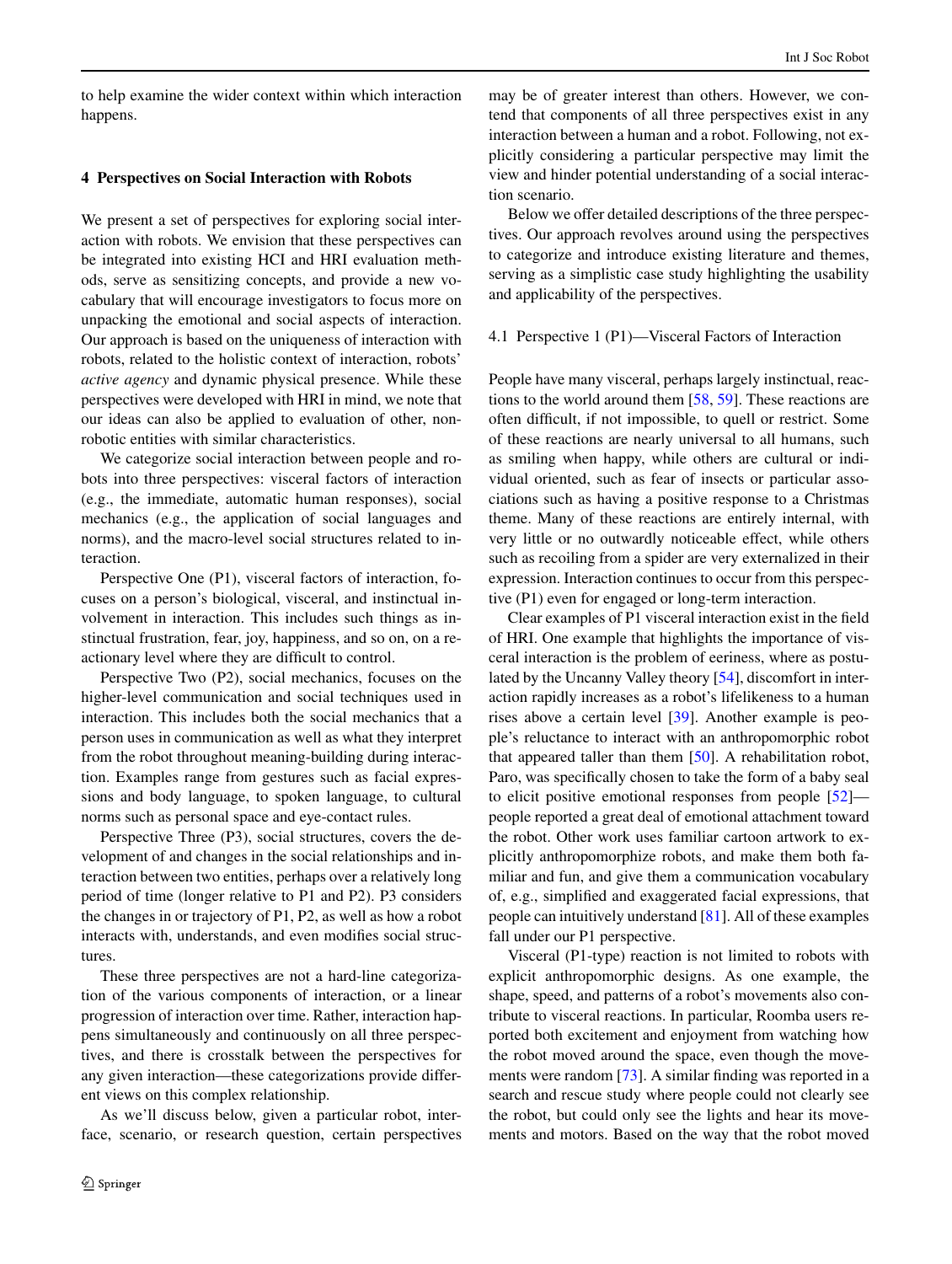to help examine the wider context within which interaction happens.

## 4 Perspectives on Social Interaction with Robots

We present a set of perspectives for exploring social interaction with robots. We envision that these perspectives can be integrated into existing HCI and HRI evaluation methods, serve as sensitizing concepts, and provide a new vocabulary that will encourage investigators to focus more on unpacking the emotional and social aspects of interaction. Our approach is based on the uniqueness of interaction with robots, related to the holistic context of interaction, robots' *active agency* and dynamic physical presence. While these perspectives were developed with HRI in mind, we note that our ideas can also be applied to evaluation of other, non-robotic entities with similar characteristics.

We categorize social interaction between people and robots into three perspectives: visceral factors of interaction (e.g., the immediate, automatic human responses), social mechanics (e.g., the application of social languages and norms), and the macro-level social structures related to interaction.

Perspective One (P1), visceral factors of interaction, focuses on a person's biological, visceral, and instinctual involvement in interaction. This includes such things as instinctual frustration, fear, joy, happiness, and so on, on a reactionary level where they are difficult to control.

Perspective Two (P2), social mechanics, focuses on the higher-level communication and social techniques used in interaction. This includes both the social mechanics that a person uses in communication as well as what they interpret from the robot throughout meaning-building during interaction. Examples range from gestures such as facial expressions and body language, to spoken language, to cultural norms such as personal space and eye-contact rules.

Perspective Three (P3), social structures, covers the development of and changes in the social relationships and interaction between two entities, perhaps over a relatively long period of time (longer relative to P1 and P2). P3 considers the changes in or trajectory of P1, P2, as well as how a robot interacts with, understands, and even modifies social structures.

These three perspectives are not a hard-line categorization of the various components of interaction, or a linear progression of interaction over time. Rather, interaction happens simultaneously and continuously on all three perspectives, and there is crosstalk between the perspectives for any given interaction—these categorizations provide different views on this complex relationship.

As we'll discuss below, given a particular robot, interface, scenario, or research question, certain perspectives may be of greater interest than others. However, we contend that components of all three perspectives exist in any interaction between a human and a robot. Following, not explicitly considering a particular perspective may limit the view and hinder potential understanding of a social interaction scenario.

Below we offer detailed descriptions of the three perspectives. Our approach revolves around using the perspectives to categorize and introduce existing literature and themes, serving as a simplistic case study highlighting the usability and applicability of the perspectives.

### 4.1 Perspective 1 (P1)—Visceral Factors of Interaction

People have many visceral, perhaps largely instinctual, reactions to the world around them [58, 59]. These reactions are often difficult, if not impossible, to quell or restrict. Some of these reactions are nearly universal to all humans, such as smiling when happy, while others are cultural or individual oriented, such as fear of insects or particular associations such as having a positive response to a Christmas theme. Many of these reactions are entirely internal, with very little or no outwardly noticeable effect, while others such as recoiling from a spider are very externalized in their expression. Interaction continues to occur from this perspective (P1) even for engaged or long-term interaction.

Clear examples of P1 visceral interaction exist in the field of HRI. One example that highlights the importance of visceral interaction is the problem of eeriness, where as postulated by the Uncanny Valley theory [54], discomfort in interaction rapidly increases as a robot's lifelikeness to a human rises above a certain level [39]. Another example is people's reluctance to interact with an anthropomorphic robot that appeared taller than them [50]. A rehabilitation robot, Paro, was specifically chosen to take the form of a baby seal to elicit positive emotional responses from people [52]—people reported a great deal of emotional attachment toward the robot. Other work uses familiar cartoon artwork to explicitly anthropomorphize robots, and make them both familiar and fun, and give them a communication vocabulary of, e.g., simplified and exaggerated facial expressions, that people can intuitively understand [81]. All of these examples fall under our P1 perspective.

Visceral (P1-type) reaction is not limited to robots with explicit anthropomorphic designs. As one example, the shape, speed, and patterns of a robot's movements also contribute to visceral reactions. In particular, Roomba users reported both excitement and enjoyment from watching how the robot moved around the space, even though the movements were random [73]. A similar finding was reported in a search and rescue study where people could not clearly see the robot, but could only see the lights and hear its movements and motors. Based on the way that the robot moved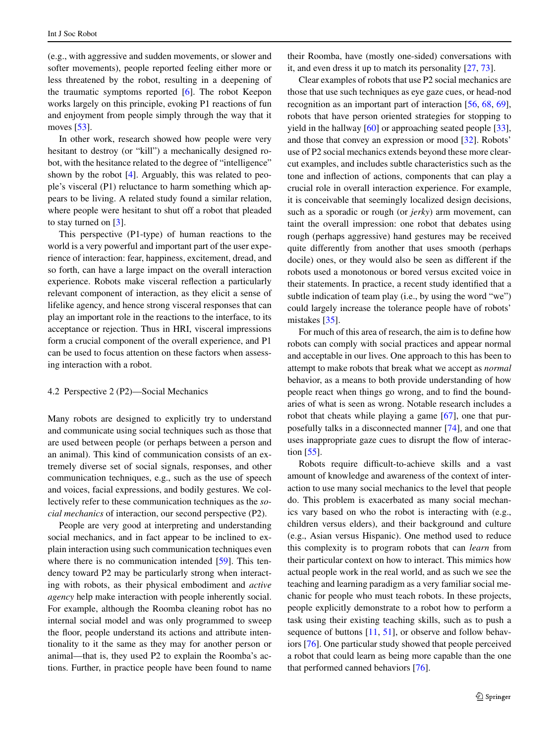(e.g., with aggressive and sudden movements, or slower and softer movements), people reported feeling either more or less threatened by the robot, resulting in a deepening of the traumatic symptoms reported [6]. The robot Keepon works largely on this principle, evoking P1 reactions of fun and enjoyment from people simply through the way that it moves [53].

In other work, research showed how people were very hesitant to destroy (or "kill") a mechanically designed robot, with the hesitance related to the degree of "intelligence" shown by the robot [4]. Arguably, this was related to people's visceral (P1) reluctance to harm something which appears to be living. A related study found a similar relation, where people were hesitant to shut off a robot that pleaded to stay turned on [3].

This perspective (P1-type) of human reactions to the world is a very powerful and important part of the user experience of interaction: fear, happiness, excitement, dread, and so forth, can have a large impact on the overall interaction experience. Robots make visceral reflection a particularly relevant component of interaction, as they elicit a sense of lifelike agency, and hence strong visceral responses that can play an important role in the reactions to the interface, to its acceptance or rejection. Thus in HRI, visceral impressions form a crucial component of the overall experience, and P1 can be used to focus attention on these factors when assessing interaction with a robot.

### 4.2 Perspective 2 (P2)—Social Mechanics

Many robots are designed to explicitly try to understand and communicate using social techniques such as those that are used between people (or perhaps between a person and an animal). This kind of communication consists of an extremely diverse set of social signals, responses, and other communication techniques, e.g., such as the use of speech and voices, facial expressions, and bodily gestures. We collectively refer to these communication techniques as the *social mechanics* of interaction, our second perspective (P2).

People are very good at interpreting and understanding social mechanics, and in fact appear to be inclined to explain interaction using such communication techniques even where there is no communication intended [59]. This tendency toward P2 may be particularly strong when interacting with robots, as their physical embodiment and *active agency* help make interaction with people inherently social. For example, although the Roomba cleaning robot has no internal social model and was only programmed to sweep the floor, people understand its actions and attribute intentionality to it the same as they may for another person or animal—that is, they used P2 to explain the Roomba's actions. Further, in practice people have been found to name their Roomba, have (mostly one-sided) conversations with it, and even dress it up to match its personality [27, 73].

Clear examples of robots that use P2 social mechanics are those that use such techniques as eye gaze cues, or head-nod recognition as an important part of interaction [56, 68, 69], robots that have person oriented strategies for stopping to yield in the hallway [60] or approaching seated people [33], and those that convey an expression or mood [32]. Robots' use of P2 social mechanics extends beyond these more clear-cut examples, and includes subtle characteristics such as the tone and inflection of actions, components that can play a crucial role in overall interaction experience. For example, it is conceivable that seemingly localized design decisions, such as a sporadic or rough (or *jerky*) arm movement, can taint the overall impression: one robot that debates using rough (perhaps aggressive) hand gestures may be received quite differently from another that uses smooth (perhaps docile) ones, or they would also be seen as different if the robots used a monotonous or bored versus excited voice in their statements. In practice, a recent study identified that a subtle indication of team play (i.e., by using the word "we") could largely increase the tolerance people have of robots' mistakes [35].

For much of this area of research, the aim is to define how robots can comply with social practices and appear normal and acceptable in our lives. One approach to this has been to attempt to make robots that break what we accept as *normal* behavior, as a means to both provide understanding of how people react when things go wrong, and to find the boundaries of what is seen as wrong. Notable research includes a robot that cheats while playing a game [67], one that purposefully talks in a disconnected manner [74], and one that uses inappropriate gaze cues to disrupt the flow of interaction [55].

Robots require difficult-to-achieve skills and a vast amount of knowledge and awareness of the context of interaction to use many social mechanics to the level that people do. This problem is exacerbated as many social mechanics vary based on who the robot is interacting with (e.g., children versus elders), and their background and culture (e.g., Asian versus Hispanic). One method used to reduce this complexity is to program robots that can *learn* from their particular context on how to interact. This mimics how actual people work in the real world, and as such we see the teaching and learning paradigm as a very familiar social mechanic for people who must teach robots. In these projects, people explicitly demonstrate to a robot how to perform a task using their existing teaching skills, such as to push a sequence of buttons [11, 51], or observe and follow behaviors [76]. One particular study showed that people perceived a robot that could learn as being more capable than the one that performed canned behaviors [76].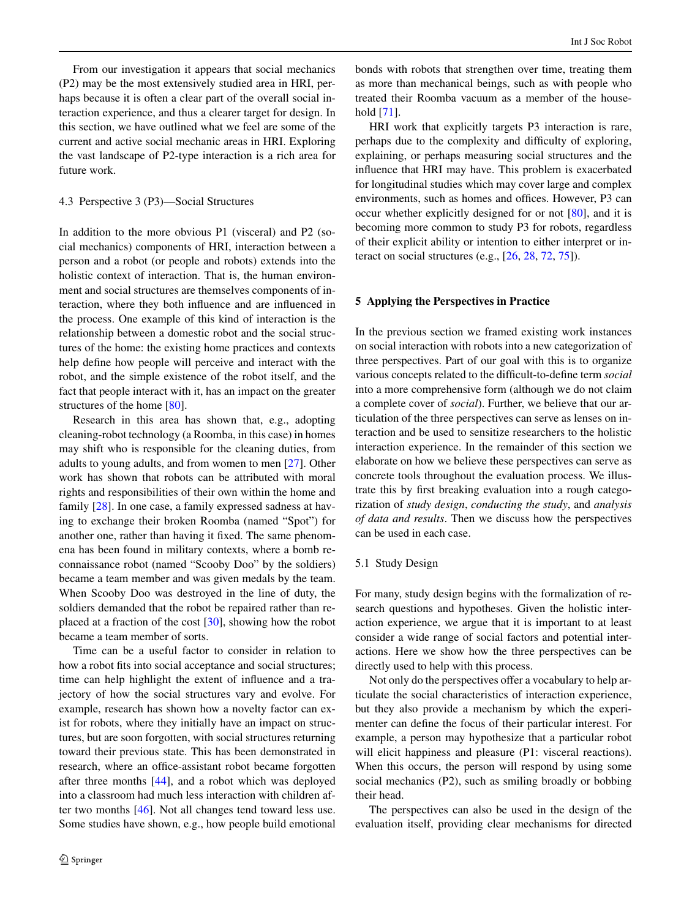From our investigation it appears that social mechanics (P2) may be the most extensively studied area in HRI, perhaps because it is often a clear part of the overall social interaction experience, and thus a clearer target for design. In this section, we have outlined what we feel are some of the current and active social mechanic areas in HRI. Exploring the vast landscape of P2-type interaction is a rich area for future work.

### 4.3 Perspective 3 (P3)—Social Structures

In addition to the more obvious P1 (visceral) and P2 (social mechanics) components of HRI, interaction between a person and a robot (or people and robots) extends into the holistic context of interaction. That is, the human environment and social structures are themselves components of interaction, where they both influence and are influenced in the process. One example of this kind of interaction is the relationship between a domestic robot and the social structures of the home: the existing home practices and contexts help define how people will perceive and interact with the robot, and the simple existence of the robot itself, and the fact that people interact with it, has an impact on the greater structures of the home [80].

Research in this area has shown that, e.g., adopting cleaning-robot technology (a Roomba, in this case) in homes may shift who is responsible for the cleaning duties, from adults to young adults, and from women to men [27]. Other work has shown that robots can be attributed with moral rights and responsibilities of their own within the home and family [28]. In one case, a family expressed sadness at having to exchange their broken Roomba (named "Spot") for another one, rather than having it fixed. The same phenomena has been found in military contexts, where a bomb reconnaissance robot (named "Scooby Doo" by the soldiers) became a team member and was given medals by the team. When Scooby Doo was destroyed in the line of duty, the soldiers demanded that the robot be repaired rather than replaced at a fraction of the cost [30], showing how the robot became a team member of sorts.

Time can be a useful factor to consider in relation to how a robot fits into social acceptance and social structures; time can help highlight the extent of influence and a trajectory of how the social structures vary and evolve. For example, research has shown how a novelty factor can exist for robots, where they initially have an impact on structures, but are soon forgotten, with social structures returning toward their previous state. This has been demonstrated in research, where an office-assistant robot became forgotten after three months [44], and a robot which was deployed into a classroom had much less interaction with children after two months [46]. Not all changes tend toward less use. Some studies have shown, e.g., how people build emotional bonds with robots that strengthen over time, treating them as more than mechanical beings, such as with people who treated their Roomba vacuum as a member of the household [71].

HRI work that explicitly targets P3 interaction is rare, perhaps due to the complexity and difficulty of exploring, explaining, or perhaps measuring social structures and the influence that HRI may have. This problem is exacerbated for longitudinal studies which may cover large and complex environments, such as homes and offices. However, P3 can occur whether explicitly designed for or not [80], and it is becoming more common to study P3 for robots, regardless of their explicit ability or intention to either interpret or interact on social structures (e.g., [26, 28, 72, 75]).

## 5 Applying the Perspectives in Practice

In the previous section we framed existing work instances on social interaction with robots into a new categorization of three perspectives. Part of our goal with this is to organize various concepts related to the difficult-to-define term *social* into a more comprehensive form (although we do not claim a complete cover of *social*). Further, we believe that our articulation of the three perspectives can serve as lenses on interaction and be used to sensitize researchers to the holistic interaction experience. In the remainder of this section we elaborate on how we believe these perspectives can serve as concrete tools throughout the evaluation process. We illustrate this by first breaking evaluation into a rough categorization of *study design*, *conducting the study*, and *analysis of data and results*. Then we discuss how the perspectives can be used in each case.

### 5.1 Study Design

For many, study design begins with the formalization of research questions and hypotheses. Given the holistic interaction experience, we argue that it is important to at least consider a wide range of social factors and potential interactions. Here we show how the three perspectives can be directly used to help with this process.

Not only do the perspectives offer a vocabulary to help articulate the social characteristics of interaction experience, but they also provide a mechanism by which the experimenter can define the focus of their particular interest. For example, a person may hypothesize that a particular robot will elicit happiness and pleasure (P1: visceral reactions). When this occurs, the person will respond by using some social mechanics (P2), such as smiling broadly or bobbing their head.

The perspectives can also be used in the design of the evaluation itself, providing clear mechanisms for directed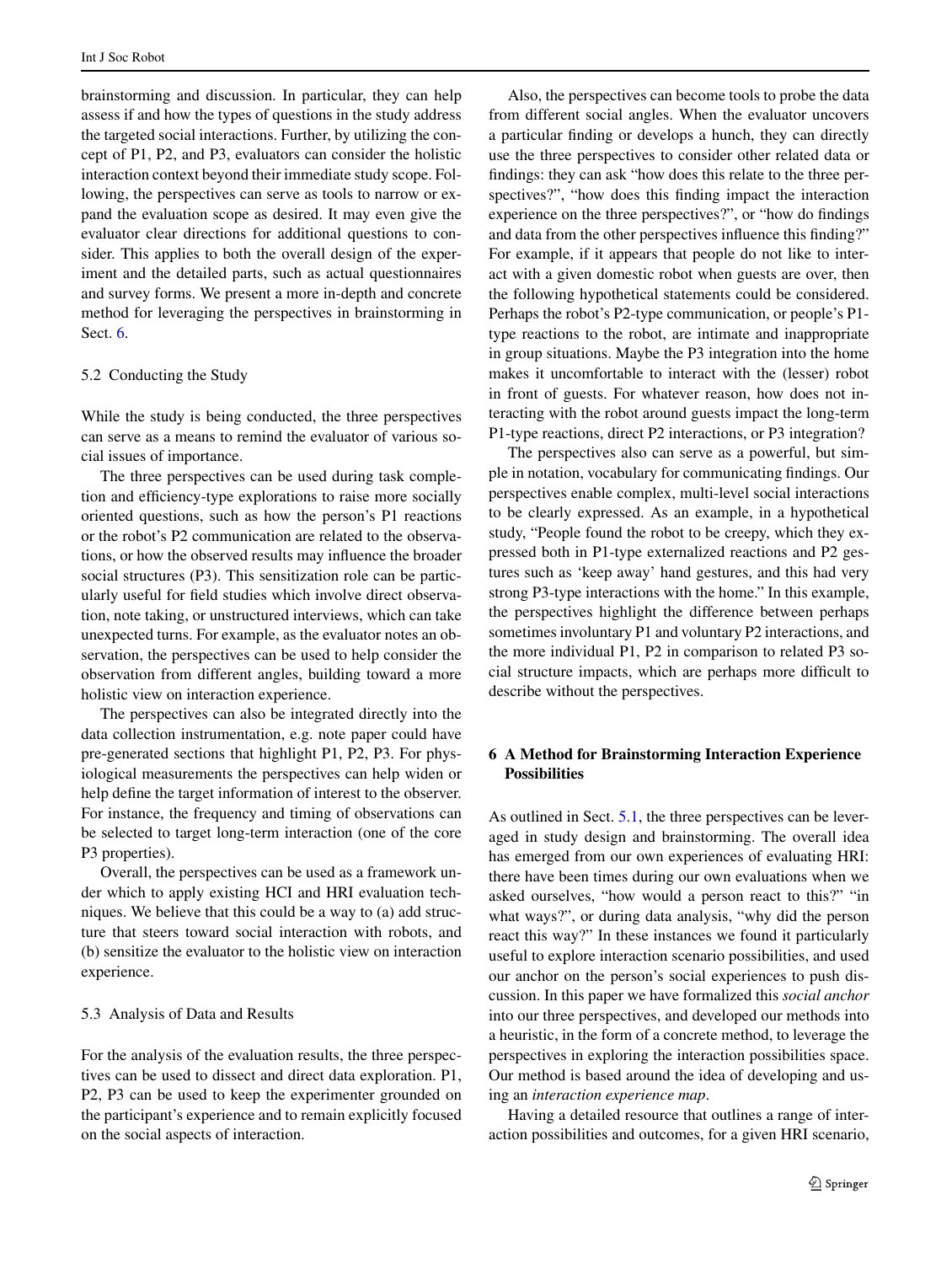brainstorming and discussion. In particular, they can help assess if and how the types of questions in the study address the targeted social interactions. Further, by utilizing the concept of P1, P2, and P3, evaluators can consider the holistic interaction context beyond their immediate study scope. Following, the perspectives can serve as tools to narrow or expand the evaluation scope as desired. It may even give the evaluator clear directions for additional questions to consider. This applies to both the overall design of the experiment and the detailed parts, such as actual questionnaires and survey forms. We present a more in-depth and concrete method for leveraging the perspectives in brainstorming in Sect. 6.

### 5.2 Conducting the Study

While the study is being conducted, the three perspectives can serve as a means to remind the evaluator of various social issues of importance.

The three perspectives can be used during task completion and efficiency-type explorations to raise more socially oriented questions, such as how the person's P1 reactions or the robot's P2 communication are related to the observations, or how the observed results may influence the broader social structures (P3). This sensitization role can be particularly useful for field studies which involve direct observation, note taking, or unstructured interviews, which can take unexpected turns. For example, as the evaluator notes an observation, the perspectives can be used to help consider the observation from different angles, building toward a more holistic view on interaction experience.

The perspectives can also be integrated directly into the data collection instrumentation, e.g. note paper could have pre-generated sections that highlight P1, P2, P3. For physiological measurements the perspectives can help widen or help define the target information of interest to the observer. For instance, the frequency and timing of observations can be selected to target long-term interaction (one of the core P3 properties).

Overall, the perspectives can be used as a framework under which to apply existing HCI and HRI evaluation techniques. We believe that this could be a way to (a) add structure that steers toward social interaction with robots, and (b) sensitize the evaluator to the holistic view on interaction experience.

### 5.3 Analysis of Data and Results

For the analysis of the evaluation results, the three perspectives can be used to dissect and direct data exploration. P1, P2, P3 can be used to keep the experimenter grounded on the participant's experience and to remain explicitly focused on the social aspects of interaction.

Also, the perspectives can become tools to probe the data from different social angles. When the evaluator uncovers a particular finding or develops a hunch, they can directly use the three perspectives to consider other related data or findings: they can ask "how does this relate to the three perspectives?", "how does this finding impact the interaction experience on the three perspectives?", or "how do findings and data from the other perspectives influence this finding?" For example, if it appears that people do not like to interact with a given domestic robot when guests are over, then the following hypothetical statements could be considered. Perhaps the robot's P2-type communication, or people's P1-type reactions to the robot, are intimate and inappropriate in group situations. Maybe the P3 integration into the home makes it uncomfortable to interact with the (lesser) robot in front of guests. For whatever reason, how does not interacting with the robot around guests impact the long-term P1-type reactions, direct P2 interactions, or P3 integration?

The perspectives also can serve as a powerful, but simple in notation, vocabulary for communicating findings. Our perspectives enable complex, multi-level social interactions to be clearly expressed. As an example, in a hypothetical study, "People found the robot to be creepy, which they expressed both in P1-type externalized reactions and P2 gestures such as 'keep away' hand gestures, and this had very strong P3-type interactions with the home." In this example, the perspectives highlight the difference between perhaps sometimes involuntary P1 and voluntary P2 interactions, and the more individual P1, P2 in comparison to related P3 social structure impacts, which are perhaps more difficult to describe without the perspectives.

## 6 A Method for Brainstorming Interaction Experience Possibilities

As outlined in Sect. 5.1, the three perspectives can be leveraged in study design and brainstorming. The overall idea has emerged from our own experiences of evaluating HRI: there have been times during our own evaluations when we asked ourselves, "how would a person react to this?" "in what ways?", or during data analysis, "why did the person react this way?" In these instances we found it particularly useful to explore interaction scenario possibilities, and used our anchor on the person's social experiences to push discussion. In this paper we have formalized this *social anchor* into our three perspectives, and developed our methods into a heuristic, in the form of a concrete method, to leverage the perspectives in exploring the interaction possibilities space. Our method is based around the idea of developing and using an *interaction experience map*.

Having a detailed resource that outlines a range of interaction possibilities and outcomes, for a given HRI scenario,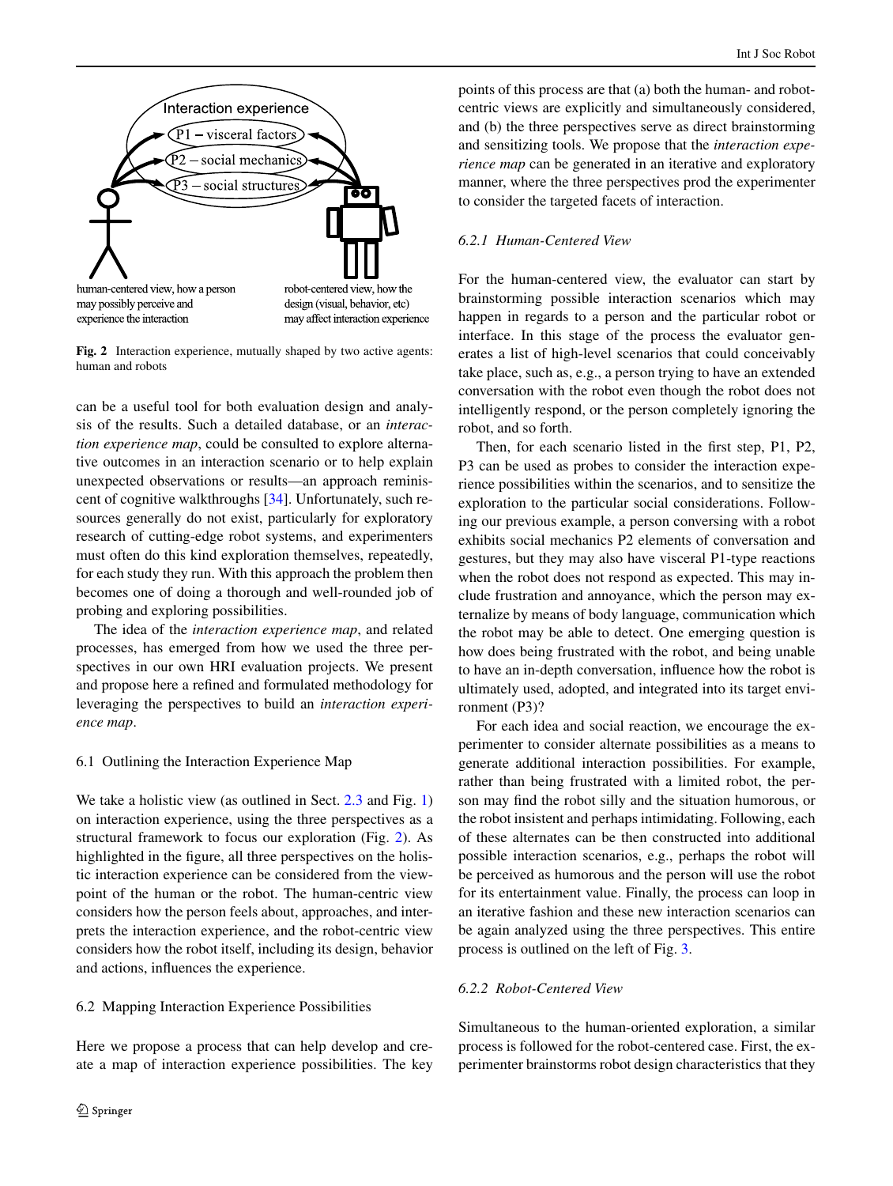**Fig. 2** Interaction experience, mutually shaped by two active agents: human and robots

can be a useful tool for both evaluation design and analysis of the results. Such a detailed database, or an *interaction experience map*, could be consulted to explore alternative outcomes in an interaction scenario or to help explain unexpected observations or results—an approach reminiscent of cognitive walkthroughs [34]. Unfortunately, such resources generally do not exist, particularly for exploratory research of cutting-edge robot systems, and experimenters must often do this kind exploration themselves, repeatedly, for each study they run. With this approach the problem then becomes one of doing a thorough and well-rounded job of probing and exploring possibilities.

The idea of the *interaction experience map*, and related processes, has emerged from how we used the three perspectives in our own HRI evaluation projects. We present and propose here a refined and formulated methodology for leveraging the perspectives to build an *interaction experience map*.

## 6.1 Outlining the Interaction Experience Map

We take a holistic view (as outlined in Sect. 2.3 and Fig. 1) on interaction experience, using the three perspectives as a structural framework to focus our exploration (Fig. 2). As highlighted in the figure, all three perspectives on the holistic interaction experience can be considered from the viewpoint of the human or the robot. The human-centric view considers how the person feels about, approaches, and interprets the interaction experience, and the robot-centric view considers how the robot itself, including its design, behavior and actions, influences the experience.

## 6.2 Mapping Interaction Experience Possibilities

Here we propose a process that can help develop and create a map of interaction experience possibilities. The key points of this process are that (a) both the human- and robot-centric views are explicitly and simultaneously considered, and (b) the three perspectives serve as direct brainstorming and sensitizing tools. We propose that the *interaction experience map* can be generated in an iterative and exploratory manner, where the three perspectives prod the experimenter to consider the targeted facets of interaction.

### *6.2.1 Human-Centered View*

For the human-centered view, the evaluator can start by brainstorming possible interaction scenarios which may happen in regards to a person and the particular robot or interface. In this stage of the process the evaluator generates a list of high-level scenarios that could conceivably take place, such as, e.g., a person trying to have an extended conversation with the robot even though the robot does not intelligently respond, or the person completely ignoring the robot, and so forth.

Then, for each scenario listed in the first step, P1, P2, P3 can be used as probes to consider the interaction experience possibilities within the scenarios, and to sensitize the exploration to the particular social considerations. Following our previous example, a person conversing with a robot exhibits social mechanics P2 elements of conversation and gestures, but they may also have visceral P1-type reactions when the robot does not respond as expected. This may include frustration and annoyance, which the person may externalize by means of body language, communication which the robot may be able to detect. One emerging question is how does being frustrated with the robot, and being unable to have an in-depth conversation, influence how the robot is ultimately used, adopted, and integrated into its target environment (P3)?

For each idea and social reaction, we encourage the experimenter to consider alternate possibilities as a means to generate additional interaction possibilities. For example, rather than being frustrated with a limited robot, the person may find the robot silly and the situation humorous, or the robot insistent and perhaps intimidating. Following, each of these alternates can be then constructed into additional possible interaction scenarios, e.g., perhaps the robot will be perceived as humorous and the person will use the robot for its entertainment value. Finally, the process can loop in an iterative fashion and these new interaction scenarios can be again analyzed using the three perspectives. This entire process is outlined on the left of Fig. 3.

### *6.2.2 Robot-Centered View*

Simultaneous to the human-oriented exploration, a similar process is followed for the robot-centered case. First, the experimenter brainstorms robot design characteristics that they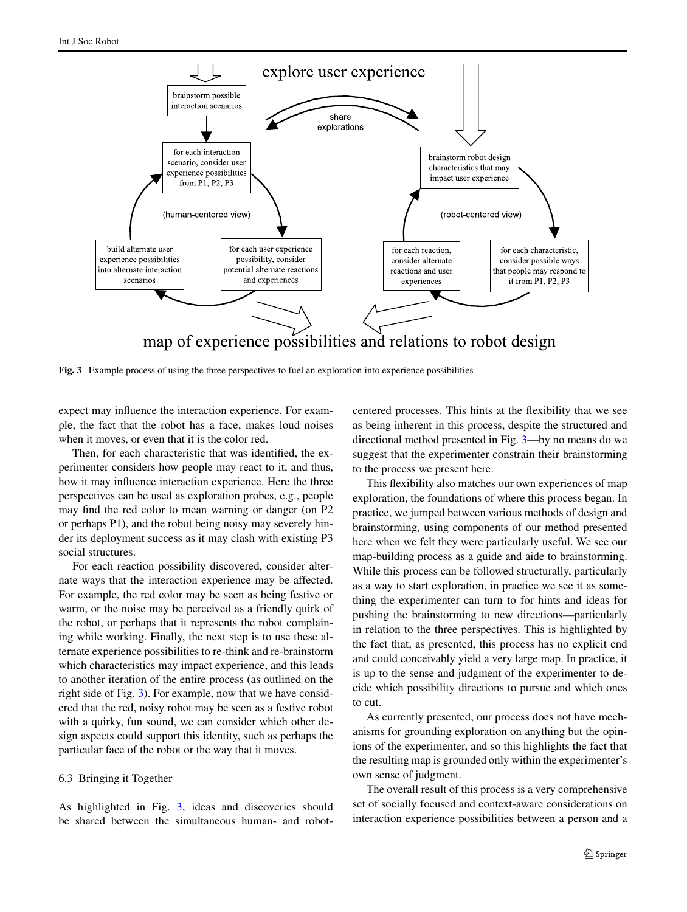explore user experience

brainstorm possible interaction scenarios

for each interaction scenario, consider user experience possibilities from P1, P2, P3

(human-centered view)

for each user experience possibility, consider potential alternate reactions and experiences

build alternate user experience possibilities into alternate interaction scenarios

share explorations

brainstorm robot design characteristics that may impact user experience

(robot-centered view)

for each characteristic, consider possible ways that people may respond to it from P1, P2, P3

for each reaction, consider alternate reactions and user experiences

map of experience possibilities and relations to robot design

**Fig. 3** Example process of using the three perspectives to fuel an exploration into experience possibilities

expect may influence the interaction experience. For example, the fact that the robot has a face, makes loud noises when it moves, or even that it is the color red.

Then, for each characteristic that was identified, the experimenter considers how people may react to it, and thus, how it may influence interaction experience. Here the three perspectives can be used as exploration probes, e.g., people may find the red color to mean warning or danger (on P2 or perhaps P1), and the robot being noisy may severely hinder its deployment success as it may clash with existing P3 social structures.

For each reaction possibility discovered, consider alternate ways that the interaction experience may be affected. For example, the red color may be seen as being festive or warm, or the noise may be perceived as a friendly quirk of the robot, or perhaps that it represents the robot complaining while working. Finally, the next step is to use these alternate experience possibilities to re-think and re-brainstorm which characteristics may impact experience, and this leads to another iteration of the entire process (as outlined on the right side of Fig. 3). For example, now that we have considered that the red, noisy robot may be seen as a festive robot with a quirky, fun sound, we can consider which other design aspects could support this identity, such as perhaps the particular face of the robot or the way that it moves.

### 6.3 Bringing it Together

As highlighted in Fig. 3, ideas and discoveries should be shared between the simultaneous human- and robot-centered processes. This hints at the flexibility that we see as being inherent in this process, despite the structured and directional method presented in Fig. 3—by no means do we suggest that the experimenter constrain their brainstorming to the process we present here.

This flexibility also matches our own experiences of map exploration, the foundations of where this process began. In practice, we jumped between various methods of design and brainstorming, using components of our method presented here when we felt they were particularly useful. We see our map-building process as a guide and aide to brainstorming. While this process can be followed structurally, particularly as a way to start exploration, in practice we see it as something the experimenter can turn to for hints and ideas for pushing the brainstorming to new directions—particularly in relation to the three perspectives. This is highlighted by the fact that, as presented, this process has no explicit end and could conceivably yield a very large map. In practice, it is up to the sense and judgment of the experimenter to decide which possibility directions to pursue and which ones to cut.

As currently presented, our process does not have mechanisms for grounding exploration on anything but the opinions of the experimenter, and so this highlights the fact that the resulting map is grounded only within the experimenter's own sense of judgment.

The overall result of this process is a very comprehensive set of socially focused and context-aware considerations on interaction experience possibilities between a person and a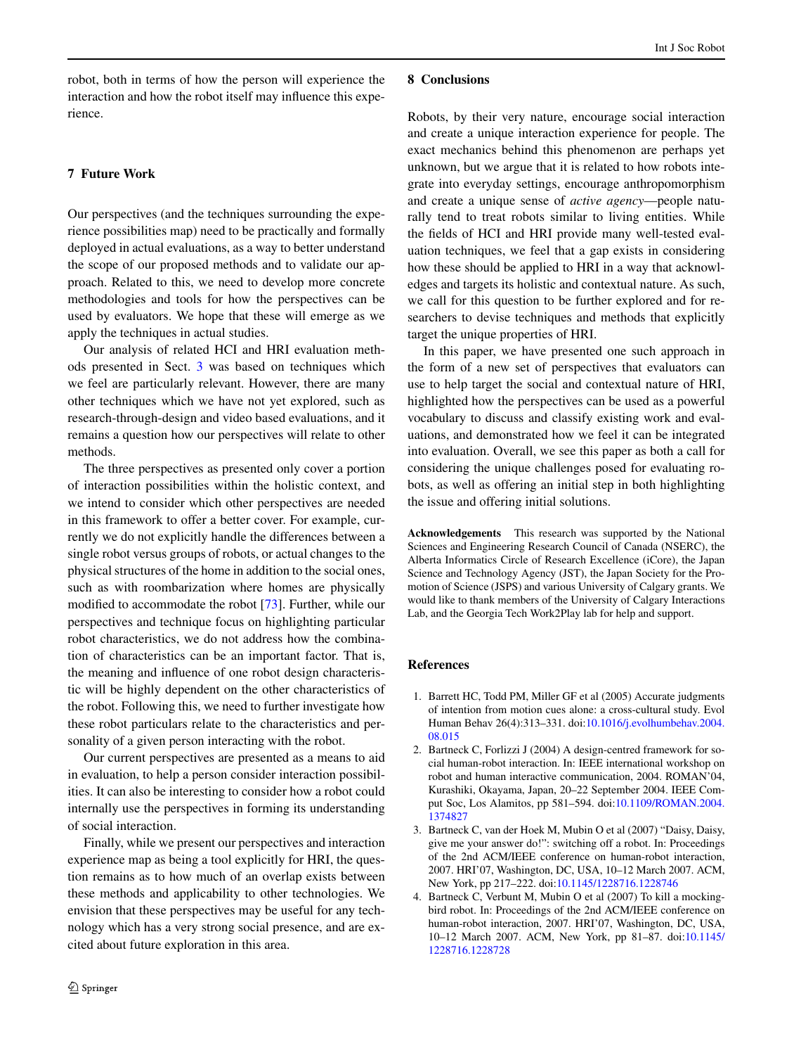robot, both in terms of how the person will experience the interaction and how the robot itself may influence this experience.

## 7 Future Work

Our perspectives (and the techniques surrounding the experience possibilities map) need to be practically and formally deployed in actual evaluations, as a way to better understand the scope of our proposed methods and to validate our approach. Related to this, we need to develop more concrete methodologies and tools for how the perspectives can be used by evaluators. We hope that these will emerge as we apply the techniques in actual studies.

Our analysis of related HCI and HRI evaluation methods presented in Sect. 3 was based on techniques which we feel are particularly relevant. However, there are many other techniques which we have not yet explored, such as research-through-design and video based evaluations, and it remains a question how our perspectives will relate to other methods.

The three perspectives as presented only cover a portion of interaction possibilities within the holistic context, and we intend to consider which other perspectives are needed in this framework to offer a better cover. For example, currently we do not explicitly handle the differences between a single robot versus groups of robots, or actual changes to the physical structures of the home in addition to the social ones, such as with roombarization where homes are physically modified to accommodate the robot [73]. Further, while our perspectives and technique focus on highlighting particular robot characteristics, we do not address how the combination of characteristics can be an important factor. That is, the meaning and influence of one robot design characteristic will be highly dependent on the other characteristics of the robot. Following this, we need to further investigate how these robot particulars relate to the characteristics and personality of a given person interacting with the robot.

Our current perspectives are presented as a means to aid in evaluation, to help a person consider interaction possibilities. It can also be interesting to consider how a robot could internally use the perspectives in forming its understanding of social interaction.

Finally, while we present our perspectives and interaction experience map as being a tool explicitly for HRI, the question remains as to how much of an overlap exists between these methods and applicability to other technologies. We envision that these perspectives may be useful for any technology which has a very strong social presence, and are excited about future exploration in this area.

## 8 Conclusions

Robots, by their very nature, encourage social interaction and create a unique interaction experience for people. The exact mechanics behind this phenomenon are perhaps yet unknown, but we argue that it is related to how robots integrate into everyday settings, encourage anthropomorphism and create a unique sense of *active agency*—people naturally tend to treat robots similar to living entities. While the fields of HCI and HRI provide many well-tested evaluation techniques, we feel that a gap exists in considering how these should be applied to HRI in a way that acknowledges and targets its holistic and contextual nature. As such, we call for this question to be further explored and for researchers to devise techniques and methods that explicitly target the unique properties of HRI.

In this paper, we have presented one such approach in the form of a new set of perspectives that evaluators can use to help target the social and contextual nature of HRI, highlighted how the perspectives can be used as a powerful vocabulary to discuss and classify existing work and evaluations, and demonstrated how we feel it can be integrated into evaluation. Overall, we see this paper as both a call for considering the unique challenges posed for evaluating robots, as well as offering an initial step in both highlighting the issue and offering initial solutions.

**Acknowledgements** This research was supported by the National Sciences and Engineering Research Council of Canada (NSERC), the Alberta Informatics Circle of Research Excellence (iCore), the Japan Science and Technology Agency (JST), the Japan Society for the Promotion of Science (JSPS) and various University of Calgary grants. We would like to thank members of the University of Calgary Interactions Lab, and the Georgia Tech Work2Play lab for help and support.

## References

1. Barrett HC, Todd PM, Miller GF et al (2005) Accurate judgments of intention from motion cues alone: a cross-cultural study. Evol Human Behav 26(4):313–331. doi:10.1016/j.evolhumbehav.2004.08.015
2. Bartneck C, Forlizzi J (2004) A design-centred framework for social human-robot interaction. In: IEEE international workshop on robot and human interactive communication, 2004. ROMAN'04, Kurashiki, Okayama, Japan, 20–22 September 2004. IEEE Comput Soc, Los Alamitos, pp 581–594. doi:10.1109/ROMAN.2004.1374827
3. Bartneck C, van der Hoek M, Mubin O et al (2007) "Daisy, Daisy, give me your answer do!": switching off a robot. In: Proceedings of the 2nd ACM/IEEE conference on human-robot interaction, 2007. HRI'07, Washington, DC, USA, 10–12 March 2007. ACM, New York, pp 217–222. doi:10.1145/1228716.1228746
4. Bartneck C, Verbunt M, Mubin O et al (2007) To kill a mockingbird robot. In: Proceedings of the 2nd ACM/IEEE conference on human-robot interaction, 2007. HRI'07, Washington, DC, USA, 10–12 March 2007. ACM, New York, pp 81–87. doi:10.1145/1228716.1228728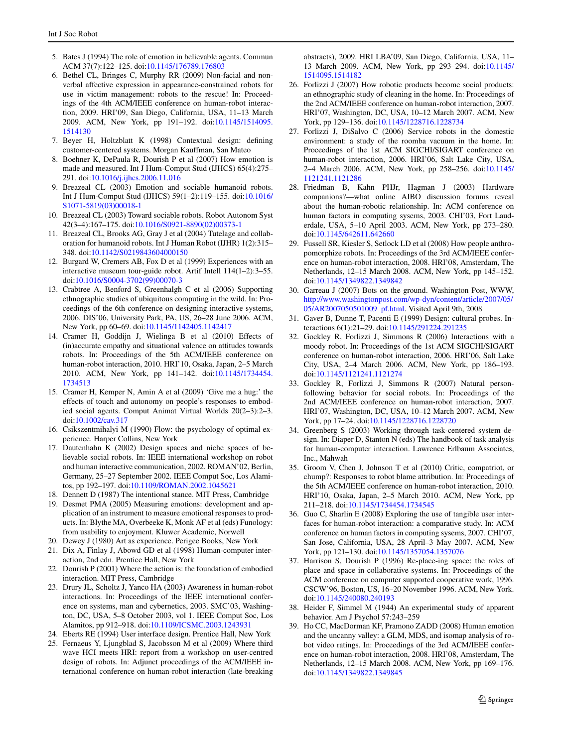5. Bates J (1994) The role of emotion in believable agents. Commun ACM 37(7):122–125. doi:10.1145/176789.176803
6. Bethel CL, Bringes C, Murphy RR (2009) Non-facial and non-verbal affective expression in appearance-constrained robots for use in victim management: robots to the rescue! In: Proceedings of the 4th ACM/IEEE conference on human-robot interaction, 2009. HRI'09, San Diego, California, USA, 11–13 March 2009. ACM, New York, pp 191–192. doi:10.1145/1514095.1514130
7. Beyer H, Holtzblatt K (1998) Contextual design: defining customer-centered systems. Morgan Kauffman, San Mateo
8. Boehner K, DePaula R, Dourish P et al (2007) How emotion is made and measured. Int J Hum-Comput Stud (IJHCS) 65(4):275–291. doi:10.1016/j.ijhcs.2006.11.016
9. Breazeal CL (2003) Emotion and sociable humanoid robots. Int J Hum-Comput Stud (IJHCS) 59(1–2):119–155. doi:10.1016/S1071-5819(03)00018-1
10. Breazeal CL (2003) Toward sociable robots. Robot Autonom Syst 42(3–4):167–175. doi:10.1016/S0921-8890(02)00373-1
11. Breazeal CL, Brooks AG, Gray J et al (2004) Tutelage and collaboration for humanoid robots. Int J Human Robot (IJHR) 1(2):315–348. doi:10.1142/S0219843604000150
12. Burgard W, Cremers AB, Fox D et al (1999) Experiences with an interactive museum tour-guide robot. Artif Intell 114(1–2):3–55. doi:10.1016/S0004-3702(99)00070-3
13. Crabtree A, Benford S, Greenhalgh C et al (2006) Supporting ethnographic studies of ubiquitous computing in the wild. In: Proceedings of the 6th conference on designing interactive systems, 2006. DIS'06, University Park, PA, US, 26–28 June 2006. ACM, New York, pp 60–69. doi:10.1145/1142405.1142417
14. Cramer H, Goddijn J, Wielinga B et al (2010) Effects of (in)accurate empathy and situational valence on attitudes towards robots. In: Proceedings of the 5th ACM/IEEE conference on human-robot interaction, 2010. HRI'10, Osaka, Japan, 2–5 March 2010. ACM, New York, pp 141–142. doi:10.1145/1734454.1734513
15. Cramer H, Kemper N, Amin A et al (2009) 'Give me a hug:' the effects of touch and autonomy on people's responses to embodied social agents. Comput Animat Virtual Worlds 20(2–3):2–3. doi:10.1002/cav.317
16. Csikszentmihalyi M (1990) Flow: the psychology of optimal experience. Harper Collins, New York
17. Dautenhahn K (2002) Design spaces and niche spaces of believable social robots. In: IEEE international workshop on robot and human interactive communication, 2002. ROMAN'02, Berlin, Germany, 25–27 September 2002. IEEE Comput Soc, Los Alamitos, pp 192–197. doi:10.1109/ROMAN.2002.1045621
18. Dennett D (1987) The intentional stance. MIT Press, Cambridge
19. Desmet PMA (2005) Measuring emotions: development and application of an instrument to measure emotional responses to products. In: Blythe MA, Overbeeke K, Monk AF et al (eds) Funology: from usability to enjoyment. Kluwer Academic, Norwell
20. Dewey J (1980) Art as experience. Perigee Books, New York
21. Dix A, Finlay J, Abowd GD et al (1998) Human-computer interaction, 2nd edn. Prentice Hall, New York
22. Dourish P (2001) Where the action is: the foundation of embodied interaction. MIT Press, Cambridge
23. Drury JL, Scholtz J, Yanco HA (2003) Awareness in human-robot interactions. In: Proceedings of the IEEE international conference on systems, man and cybernetics, 2003. SMC'03, Washington, DC, USA, 5–8 October 2003, vol 1. IEEE Comput Soc, Los Alamitos, pp 912–918. doi:10.1109/ICSMC.2003.1243931
24. Eberts RE (1994) User interface design. Prentice Hall, New York
25. Fernaeus Y, Ljungblad S, Jacobsson M et al (2009) Where third wave HCI meets HRI: report from a workshop on user-centred design of robots. In: Adjunct proceedings of the ACM/IEEE international conference on human-robot interaction (late-breaking abstracts), 2009. HRI LBA'09, San Diego, California, USA, 11–13 March 2009. ACM, New York, pp 293–294. doi:10.1145/1514095.1514182
26. Forlizzi J (2007) How robotic products become social products: an ethnographic study of cleaning in the home. In: Proceedings of the 2nd ACM/IEEE conference on human-robot interaction, 2007. HRI'07, Washington, DC, USA, 10–12 March 2007. ACM, New York, pp 129–136. doi:10.1145/1228716.1228734
27. Forlizzi J, DiSalvo C (2006) Service robots in the domestic environment: a study of the roomba vacuum in the home. In: Proceedings of the 1st ACM SIGCHI/SIGART conference on human-robot interaction, 2006. HRI'06, Salt Lake City, USA, 2–4 March 2006. ACM, New York, pp 258–256. doi:10.1145/1121241.1121286
28. Friedman B, Kahn PHJr, Hagman J (2003) Hardware companions?—what online AIBO discussion forums reveal about the human-robotic relationship. In: ACM conference on human factors in computing sysems, 2003. CHI'03, Fort Lauderdale, USA, 5–10 April 2003. ACM, New York, pp 273–280. doi:10.1145/642611.642660
29. Fussell SR, Kiesler S, Setlock LD et al (2008) How people anthropomorphize robots. In: Proceedings of the 3rd ACM/IEEE conference on human-robot interaction, 2008. HRI'08, Amsterdam, The Netherlands, 12–15 March 2008. ACM, New York, pp 145–152. doi:10.1145/1349822.1349842
30. Garreau J (2007) Bots on the ground. Washington Post, WWW, http://www.washingtonpost.com/wp-dyn/content/article/2007/05/05/AR2007050501009_pf.html. Visited April 9th, 2008
31. Gaver B, Dunne T, Pacenti E (1999) Design: cultural probes. Interactions 6(1):21–29. doi:10.1145/291224.291235
32. Gockley R, Forlizzi J, Simmons R (2006) Interactions with a moody robot. In: Proceedings of the 1st ACM SIGCHI/SIGART conference on human-robot interaction, 2006. HRI'06, Salt Lake City, USA, 2–4 March 2006. ACM, New York, pp 186–193. doi:10.1145/1121241.1121274
33. Gockley R, Forlizzi J, Simmons R (2007) Natural person-following behavior for social robots. In: Proceedings of the 2nd ACM/IEEE conference on human-robot interaction, 2007. HRI'07, Washington, DC, USA, 10–12 March 2007. ACM, New York, pp 17–24. doi:10.1145/1228716.1228720
34. Greenberg S (2003) Working through task-centered system design. In: Diaper D, Stanton N (eds) The handbook of task analysis for human-computer interaction. Lawrence Erlbaum Associates, Inc., Mahwah
35. Groom V, Chen J, Johnson T et al (2010) Critic, compatriot, or chump?: Responses to robot blame attribution. In: Proceedings of the 5th ACM/IEEE conference on human-robot interaction, 2010. HRI'10, Osaka, Japan, 2–5 March 2010. ACM, New York, pp 211–218. doi:10.1145/1734454.1734545
36. Guo C, Sharlin E (2008) Exploring the use of tangible user interfaces for human-robot interaction: a comparative study. In: ACM conference on human factors in computing sysems, 2007. CHI'07, San Jose, California, USA, 28 April–3 May 2007. ACM, New York, pp 121–130. doi:10.1145/1357054.1357076
37. Harrison S, Dourish P (1996) Re-place-ing space: the roles of place and space in collaborative systems. In: Proceedings of the ACM conference on computer supported cooperative work, 1996. CSCW'96, Boston, US, 16–20 November 1996. ACM, New York. doi:10.1145/240080.240193
38. Heider F, Simmel M (1944) An experimental study of apparent behavior. Am J Psychol 57:243–259
39. Ho CC, MacDorman KF, Pramono ZADD (2008) Human emotion and the uncanny valley: a GLM, MDS, and isomap analysis of robot video ratings. In: Proceedings of the 3rd ACM/IEEE conference on human-robot interaction, 2008. HRI'08, Amsterdam, The Netherlands, 12–15 March 2008. ACM, New York, pp 169–176. doi:10.1145/1349822.1349845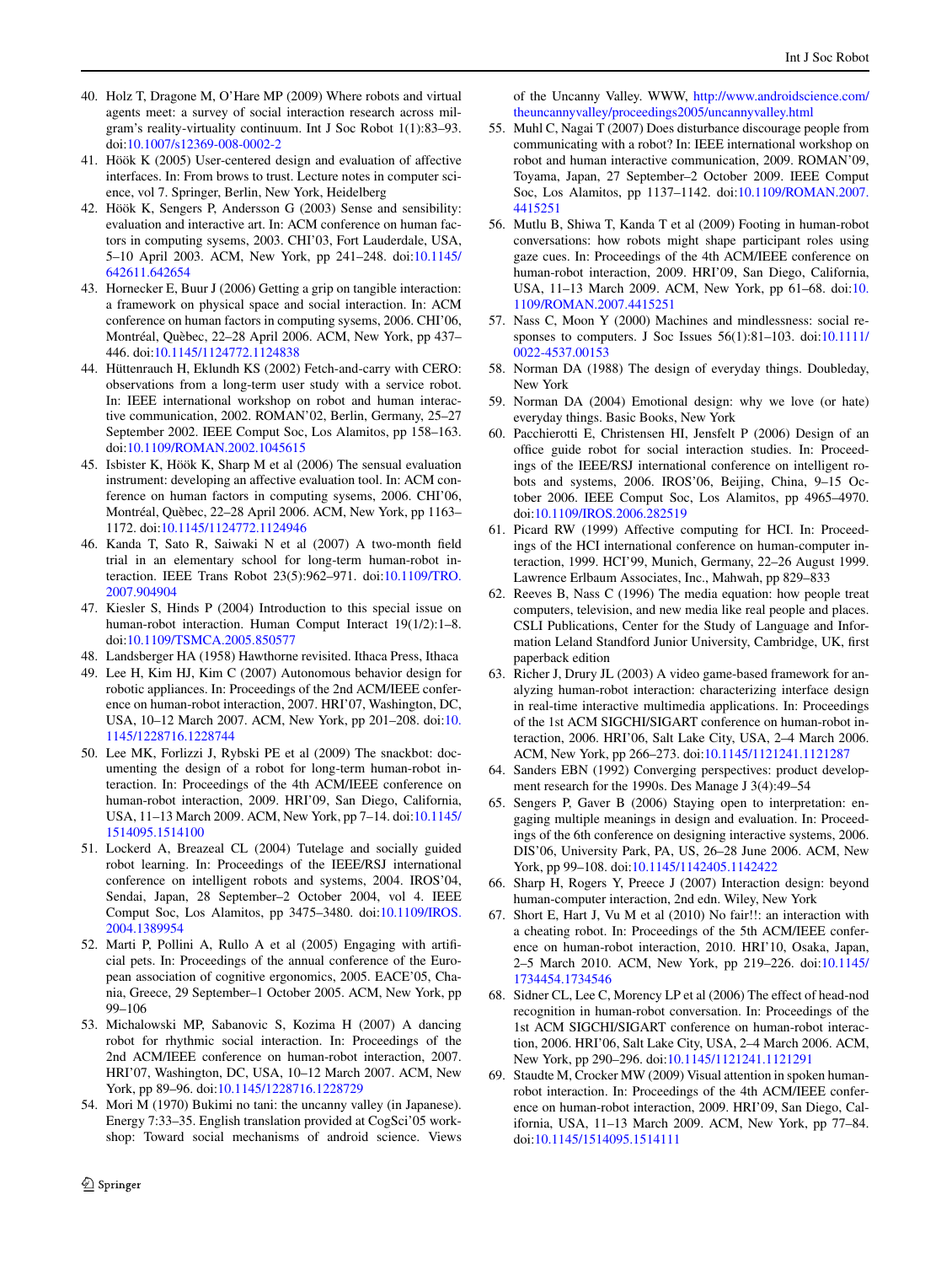40. Holz T, Dragone M, O'Hare MP (2009) Where robots and virtual agents meet: a survey of social interaction research across milgram's reality-virtuality continuum. Int J Soc Robot 1(1):83–93. doi:10.1007/s12369-008-0002-2
41. Höök K (2005) User-centered design and evaluation of affective interfaces. In: From brows to trust. Lecture notes in computer science, vol 7. Springer, Berlin, New York, Heidelberg
42. Höök K, Sengers P, Andersson G (2003) Sense and sensibility: evaluation and interactive art. In: ACM conference on human factors in computing sysems, 2003. CHI'03, Fort Lauderdale, USA, 5–10 April 2003. ACM, New York, pp 241–248. doi:10.1145/642611.642654
43. Hornecker E, Buur J (2006) Getting a grip on tangible interaction: a framework on physical space and social interaction. In: ACM conference on human factors in computing sysems, 2006. CHI'06, Montréal, Quèbec, 22–28 April 2006. ACM, New York, pp 437–446. doi:10.1145/1124772.1124838
44. Hüttenrauch H, Eklundh KS (2002) Fetch-and-carry with CERO: observations from a long-term user study with a service robot. In: IEEE international workshop on robot and human interactive communication, 2002. ROMAN'02, Berlin, Germany, 25–27 September 2002. IEEE Comput Soc, Los Alamitos, pp 158–163. doi:10.1109/ROMAN.2002.1045615
45. Isbister K, Höök K, Sharp M et al (2006) The sensual evaluation instrument: developing an affective evaluation tool. In: ACM conference on human factors in computing sysems, 2006. CHI'06, Montréal, Quèbec, 22–28 April 2006. ACM, New York, pp 1163–1172. doi:10.1145/1124772.1124946
46. Kanda T, Sato R, Saiwaki N et al (2007) A two-month field trial in an elementary school for long-term human-robot interaction. IEEE Trans Robot 23(5):962–971. doi:10.1109/TRO.2007.904904
47. Kiesler S, Hinds P (2004) Introduction to this special issue on human-robot interaction. Human Comput Interact 19(1/2):1–8. doi:10.1109/TSMCA.2005.850577
48. Landsberger HA (1958) Hawthorne revisited. Ithaca Press, Ithaca
49. Lee H, Kim HJ, Kim C (2007) Autonomous behavior design for robotic appliances. In: Proceedings of the 2nd ACM/IEEE conference on human-robot interaction, 2007. HRI'07, Washington, DC, USA, 10–12 March 2007. ACM, New York, pp 201–208. doi:10.1145/1228716.1228744
50. Lee MK, Forlizzi J, Rybski PE et al (2009) The snackbot: documenting the design of a robot for long-term human-robot interaction. In: Proceedings of the 4th ACM/IEEE conference on human-robot interaction, 2009. HRI'09, San Diego, California, USA, 11–13 March 2009. ACM, New York, pp 7–14. doi:10.1145/1514095.1514100
51. Lockerd A, Breazeal CL (2004) Tutelage and socially guided robot learning. In: Proceedings of the IEEE/RSJ international conference on intelligent robots and systems, 2004. IROS'04, Sendai, Japan, 28 September–2 October 2004, vol 4. IEEE Comput Soc, Los Alamitos, pp 3475–3480. doi:10.1109/IROS.2004.1389954
52. Marti P, Pollini A, Rullo A et al (2005) Engaging with artificial pets. In: Proceedings of the annual conference of the European association of cognitive ergonomics, 2005. EACE'05, Chania, Greece, 29 September–1 October 2005. ACM, New York, pp 99–106
53. Michalowski MP, Sabanovic S, Kozima H (2007) A dancing robot for rhythmic social interaction. In: Proceedings of the 2nd ACM/IEEE conference on human-robot interaction, 2007. HRI'07, Washington, DC, USA, 10–12 March 2007. ACM, New York, pp 89–96. doi:10.1145/1228716.1228729
54. Mori M (1970) Bukimi no tani: the uncanny valley (in Japanese). Energy 7:33–35. English translation provided at CogSci'05 workshop: Toward social mechanisms of android science. Views of the Uncanny Valley. WWW, http://www.androidscience.com/theuncannyvalley/proceedings2005/uncannyvalley.html
55. Muhl C, Nagai T (2007) Does disturbance discourage people from communicating with a robot? In: IEEE international workshop on robot and human interactive communication, 2009. ROMAN'09, Toyama, Japan, 27 September–2 October 2009. IEEE Comput Soc, Los Alamitos, pp 1137–1142. doi:10.1109/ROMAN.2007.4415251
56. Mutlu B, Shiwa T, Kanda T et al (2009) Footing in human-robot conversations: how robots might shape participant roles using gaze cues. In: Proceedings of the 4th ACM/IEEE conference on human-robot interaction, 2009. HRI'09, San Diego, California, USA, 11–13 March 2009. ACM, New York, pp 61–68. doi:10.1109/ROMAN.2007.4415251
57. Nass C, Moon Y (2000) Machines and mindlessness: social responses to computers. J Soc Issues 56(1):81–103. doi:10.1111/0022-4537.00153
58. Norman DA (1988) The design of everyday things. Doubleday, New York
59. Norman DA (2004) Emotional design: why we love (or hate) everyday things. Basic Books, New York
60. Pacchierotti E, Christensen HI, Jensfelt P (2006) Design of an office guide robot for social interaction studies. In: Proceedings of the IEEE/RSJ international conference on intelligent robots and systems, 2006. IROS'06, Beijing, China, 9–15 October 2006. IEEE Comput Soc, Los Alamitos, pp 4965–4970. doi:10.1109/IROS.2006.282519
61. Picard RW (1999) Affective computing for HCI. In: Proceedings of the HCI international conference on human-computer interaction, 1999. HCI'99, Munich, Germany, 22–26 August 1999. Lawrence Erlbaum Associates, Inc., Mahwah, pp 829–833
62. Reeves B, Nass C (1996) The media equation: how people treat computers, television, and new media like real people and places. CSLI Publications, Center for the Study of Language and Information Leland Standford Junior University, Cambridge, UK, first paperback edition
63. Richer J, Drury JL (2003) A video game-based framework for analyzing human-robot interaction: characterizing interface design in real-time interactive multimedia applications. In: Proceedings of the 1st ACM SIGCHI/SIGART conference on human-robot interaction, 2006. HRI'06, Salt Lake City, USA, 2–4 March 2006. ACM, New York, pp 266–273. doi:10.1145/1121241.1121287
64. Sanders EBN (1992) Converging perspectives: product development research for the 1990s. Des Manage J 3(4):49–54
65. Sengers P, Gaver B (2006) Staying open to interpretation: engaging multiple meanings in design and evaluation. In: Proceedings of the 6th conference on designing interactive systems, 2006. DIS'06, University Park, PA, US, 26–28 June 2006. ACM, New York, pp 99–108. doi:10.1145/1142405.1142422
66. Sharp H, Rogers Y, Preece J (2007) Interaction design: beyond human-computer interaction, 2nd edn. Wiley, New York
67. Short E, Hart J, Vu M et al (2010) No fair!!: an interaction with a cheating robot. In: Proceedings of the 5th ACM/IEEE conference on human-robot interaction, 2010. HRI'10, Osaka, Japan, 2–5 March 2010. ACM, New York, pp 219–226. doi:10.1145/1734454.1734546
68. Sidner CL, Lee C, Morency LP et al (2006) The effect of head-nod recognition in human-robot conversation. In: Proceedings of the 1st ACM SIGCHI/SIGART conference on human-robot interaction, 2006. HRI'06, Salt Lake City, USA, 2–4 March 2006. ACM, New York, pp 290–296. doi:10.1145/1121241.1121291
69. Staudte M, Crocker MW (2009) Visual attention in spoken human-robot interaction. In: Proceedings of the 4th ACM/IEEE conference on human-robot interaction, 2009. HRI'09, San Diego, California, USA, 11–13 March 2009. ACM, New York, pp 77–84. doi:10.1145/1514095.1514111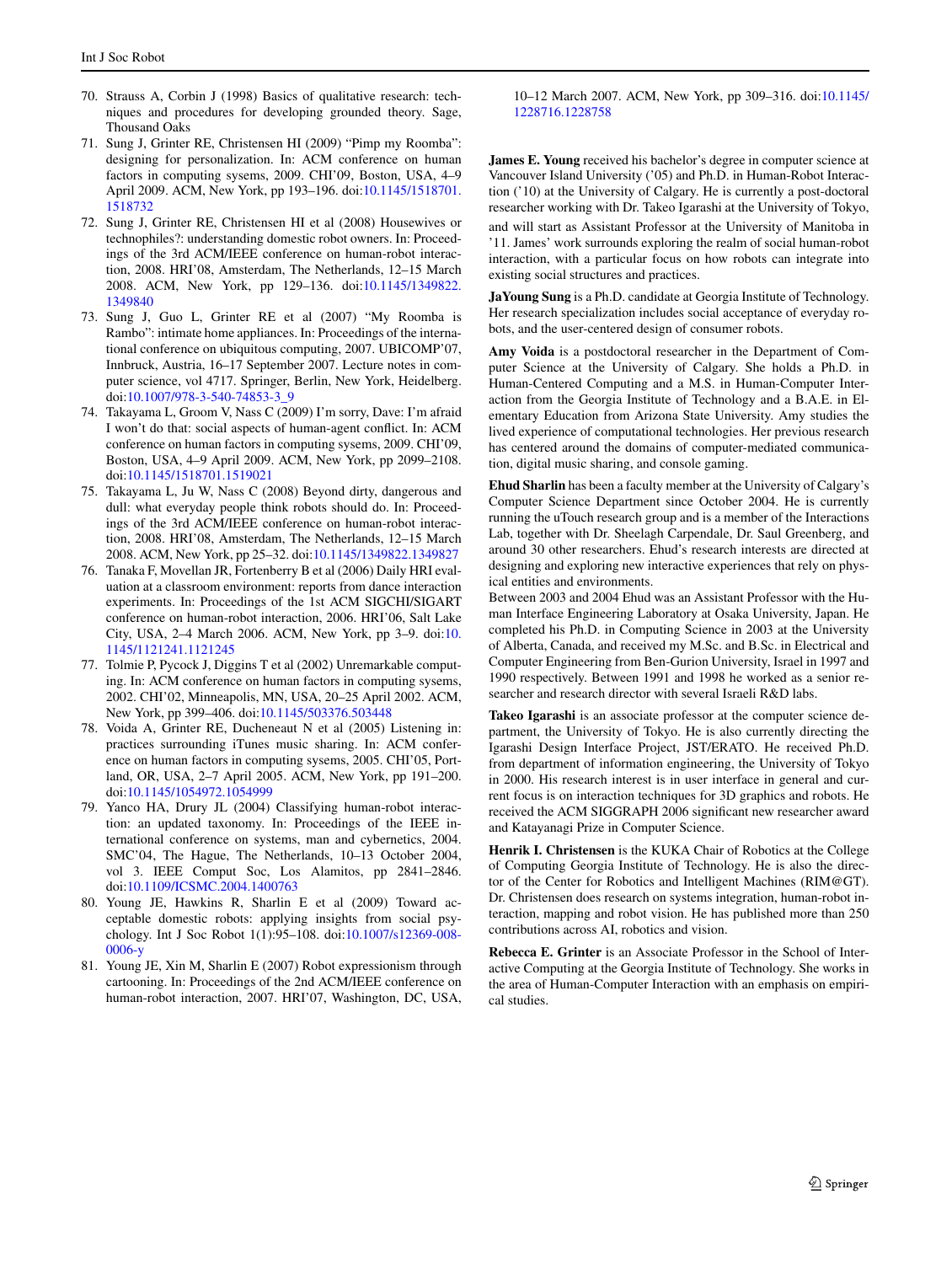70. Strauss A, Corbin J (1998) Basics of qualitative research: techniques and procedures for developing grounded theory. Sage, Thousand Oaks
71. Sung J, Grinter RE, Christensen HI (2009) "Pimp my Roomba": designing for personalization. In: ACM conference on human factors in computing sysems, 2009. CHI'09, Boston, USA, 4–9 April 2009. ACM, New York, pp 193–196. doi:10.1145/1518701.1518732
72. Sung J, Grinter RE, Christensen HI et al (2008) Housewives or technophiles?: understanding domestic robot owners. In: Proceedings of the 3rd ACM/IEEE conference on human-robot interaction, 2008. HRI'08, Amsterdam, The Netherlands, 12–15 March 2008. ACM, New York, pp 129–136. doi:10.1145/1349822.1349840
73. Sung J, Guo L, Grinter RE et al (2007) "My Roomba is Rambo": intimate home appliances. In: Proceedings of the international conference on ubiquitous computing, 2007. UBICOMP'07, Innbruck, Austria, 16–17 September 2007. Lecture notes in computer science, vol 4717. Springer, Berlin, New York, Heidelberg. doi:10.1007/978-3-540-74853-3_9
74. Takayama L, Groom V, Nass C (2009) I'm sorry, Dave: I'm afraid I won't do that: social aspects of human-agent conflict. In: ACM conference on human factors in computing sysems, 2009. CHI'09, Boston, USA, 4–9 April 2009. ACM, New York, pp 2099–2108. doi:10.1145/1518701.1519021
75. Takayama L, Ju W, Nass C (2008) Beyond dirty, dangerous and dull: what everyday people think robots should do. In: Proceedings of the 3rd ACM/IEEE conference on human-robot interaction, 2008. HRI'08, Amsterdam, The Netherlands, 12–15 March 2008. ACM, New York, pp 25–32. doi:10.1145/1349822.1349827
76. Tanaka F, Movellan JR, Fortenberry B et al (2006) Daily HRI evaluation at a classroom environment: reports from dance interaction experiments. In: Proceedings of the 1st ACM SIGCHI/SIGART conference on human-robot interaction, 2006. HRI'06, Salt Lake City, USA, 2–4 March 2006. ACM, New York, pp 3–9. doi:10.1145/1121241.1121245
77. Tolmie P, Pycock J, Diggins T et al (2002) Unremarkable computing. In: ACM conference on human factors in computing sysems, 2002. CHI'02, Minneapolis, MN, USA, 20–25 April 2002. ACM, New York, pp 399–406. doi:10.1145/503376.503448
78. Voida A, Grinter RE, Ducheneaut N et al (2005) Listening in: practices surrounding iTunes music sharing. In: ACM conference on human factors in computing sysems, 2005. CHI'05, Portland, OR, USA, 2–7 April 2005. ACM, New York, pp 191–200. doi:10.1145/1054972.1054999
79. Yanco HA, Drury JL (2004) Classifying human-robot interaction: an updated taxonomy. In: Proceedings of the IEEE international conference on systems, man and cybernetics, 2004. SMC'04, The Hague, The Netherlands, 10–13 October 2004, vol 3. IEEE Comput Soc, Los Alamitos, pp 2841–2846. doi:10.1109/ICSMC.2004.1400763
80. Young JE, Hawkins R, Sharlin E et al (2009) Toward acceptable domestic robots: applying insights from social psychology. Int J Soc Robot 1(1):95–108. doi:10.1007/s12369-008-0006-y
81. Young JE, Xin M, Sharlin E (2007) Robot expressionism through cartooning. In: Proceedings of the 2nd ACM/IEEE conference on human-robot interaction, 2007. HRI'07, Washington, DC, USA, 10–12 March 2007. ACM, New York, pp 309–316. doi:10.1145/1228716.1228758

**James E. Young** received his bachelor's degree in computer science at Vancouver Island University ('05) and Ph.D. in Human-Robot Interaction ('10) at the University of Calgary. He is currently a post-doctoral researcher working with Dr. Takeo Igarashi at the University of Tokyo, and will start as Assistant Professor at the University of Manitoba in '11. James' work surrounds exploring the realm of social human-robot interaction, with a particular focus on how robots can integrate into existing social structures and practices.

**JaYoung Sung** is a Ph.D. candidate at Georgia Institute of Technology. Her research specialization includes social acceptance of everyday robots, and the user-centered design of consumer robots.

**Amy Voida** is a postdoctoral researcher in the Department of Computer Science at the University of Calgary. She holds a Ph.D. in Human-Centered Computing and a M.S. in Human-Computer Interaction from the Georgia Institute of Technology and a B.A.E. in Elementary Education from Arizona State University. Amy studies the lived experience of computational technologies. Her previous research has centered around the domains of computer-mediated communication, digital music sharing, and console gaming.

**Ehud Sharlin** has been a faculty member at the University of Calgary's Computer Science Department since October 2004. He is currently running the uTouch research group and is a member of the Interactions Lab, together with Dr. Sheelagh Carpendale, Dr. Saul Greenberg, and around 30 other researchers. Ehud's research interests are directed at designing and exploring new interactive experiences that rely on physical entities and environments.
Between 2003 and 2004 Ehud was an Assistant Professor with the Human Interface Engineering Laboratory at Osaka University, Japan. He completed his Ph.D. in Computing Science in 2003 at the University of Alberta, Canada, and received my M.Sc. and B.Sc. in Electrical and Computer Engineering from Ben-Gurion University, Israel in 1997 and 1990 respectively. Between 1991 and 1998 he worked as a senior researcher and research director with several Israeli R&D labs.

**Takeo Igarashi** is an associate professor at the computer science department, the University of Tokyo. He is also currently directing the Igarashi Design Interface Project, JST/ERATO. He received Ph.D. from department of information engineering, the University of Tokyo in 2000. His research interest is in user interface in general and current focus is on interaction techniques for 3D graphics and robots. He received the ACM SIGGRAPH 2006 significant new researcher award and Katayanagi Prize in Computer Science.

**Henrik I. Christensen** is the KUKA Chair of Robotics at the College of Computing Georgia Institute of Technology. He is also the director of the Center for Robotics and Intelligent Machines (RIM@GT). Dr. Christensen does research on systems integration, human-robot interaction, mapping and robot vision. He has published more than 250 contributions across AI, robotics and vision.

**Rebecca E. Grinter** is an Associate Professor in the School of Interactive Computing at the Georgia Institute of Technology. She works in the area of Human-Computer Interaction with an emphasis on empirical studies.